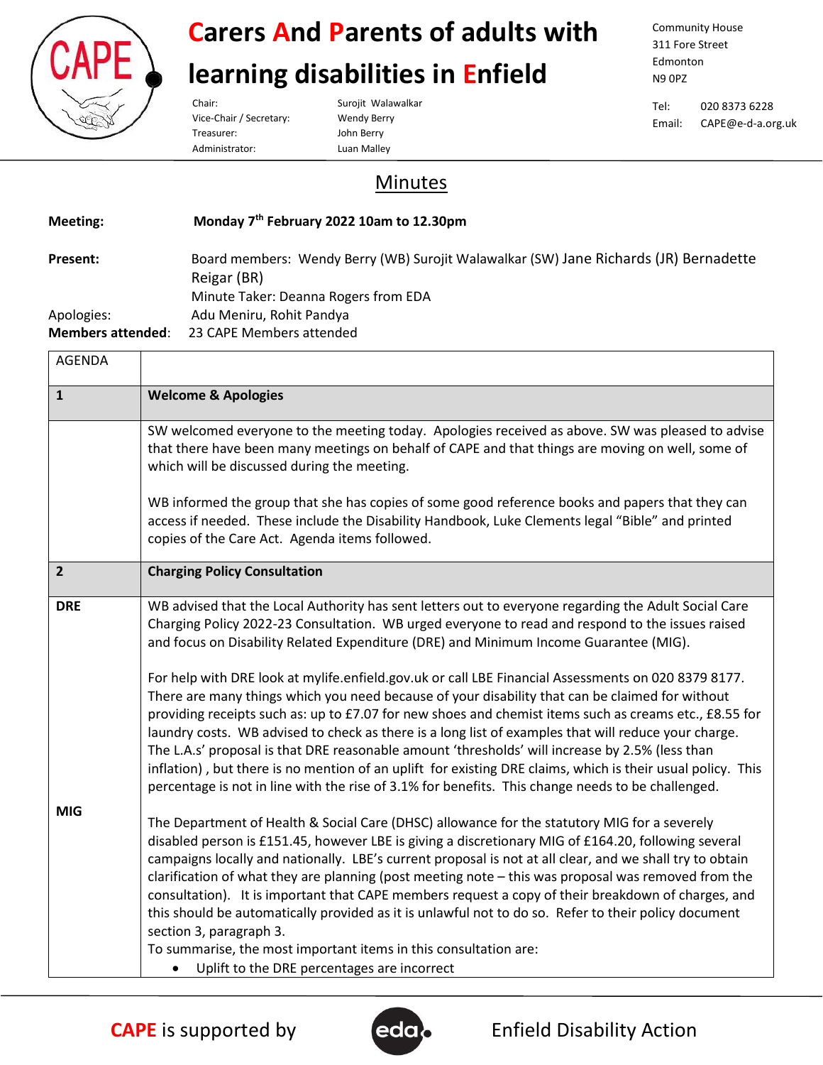# Carers And Parents of adults with learning disabilities in Enfield

Chair: Surojit Walawalkar
Vice-Chair / Secretary: Wendy Berry
Treasurer: John Berry
Administrator: Luan Malley

Community House
311 Fore Street
Edmonton
N9 0PZ

Tel: 020 8373 6228
Email: CAPE@e-d-a.org.uk

## Minutes

**Meeting:** **Monday 7th February 2022 10am to 12.30pm**

**Present:** Board members: Wendy Berry (WB) Surojit Walawalkar (SW) Jane Richards (JR) Bernadette Reigar (BR)
Minute Taker: Deanna Rogers from EDA

Apologies: Adu Meniru, Rohit Pandya

**Members attended**: 23 CAPE Members attended

| AGENDA | |
|---|---|
| **1** | **Welcome & Apologies** |
| | SW welcomed everyone to the meeting today. Apologies received as above. SW was pleased to advise that there have been many meetings on behalf of CAPE and that things are moving on well, some of which will be discussed during the meeting.<br><br>WB informed the group that she has copies of some good reference books and papers that they can access if needed. These include the Disability Handbook, Luke Clements legal "Bible" and printed copies of the Care Act. Agenda items followed. |
| **2** | **Charging Policy Consultation** |
| **DRE** | WB advised that the Local Authority has sent letters out to everyone regarding the Adult Social Care Charging Policy 2022-23 Consultation. WB urged everyone to read and respond to the issues raised and focus on Disability Related Expenditure (DRE) and Minimum Income Guarantee (MIG).<br><br>For help with DRE look at mylife.enfield.gov.uk or call LBE Financial Assessments on 020 8379 8177. There are many things which you need because of your disability that can be claimed for without providing receipts such as: up to £7.07 for new shoes and chemist items such as creams etc., £8.55 for laundry costs. WB advised to check as there is a long list of examples that will reduce your charge. The L.A.s' proposal is that DRE reasonable amount 'thresholds' will increase by 2.5% (less than inflation) , but there is no mention of an uplift for existing DRE claims, which is their usual policy. This percentage is not in line with the rise of 3.1% for benefits. This change needs to be challenged. |
| **MIG** | The Department of Health & Social Care (DHSC) allowance for the statutory MIG for a severely disabled person is £151.45, however LBE is giving a discretionary MIG of £164.20, following several campaigns locally and nationally. LBE's current proposal is not at all clear, and we shall try to obtain clarification of what they are planning (post meeting note – this was proposal was removed from the consultation). It is important that CAPE members request a copy of their breakdown of charges, and this should be automatically provided as it is unlawful not to do so. Refer to their policy document section 3, paragraph 3.<br>To summarise, the most important items in this consultation are:<br>• Uplift to the DRE percentages are incorrect |

CAPE is supported by Enfield Disability Action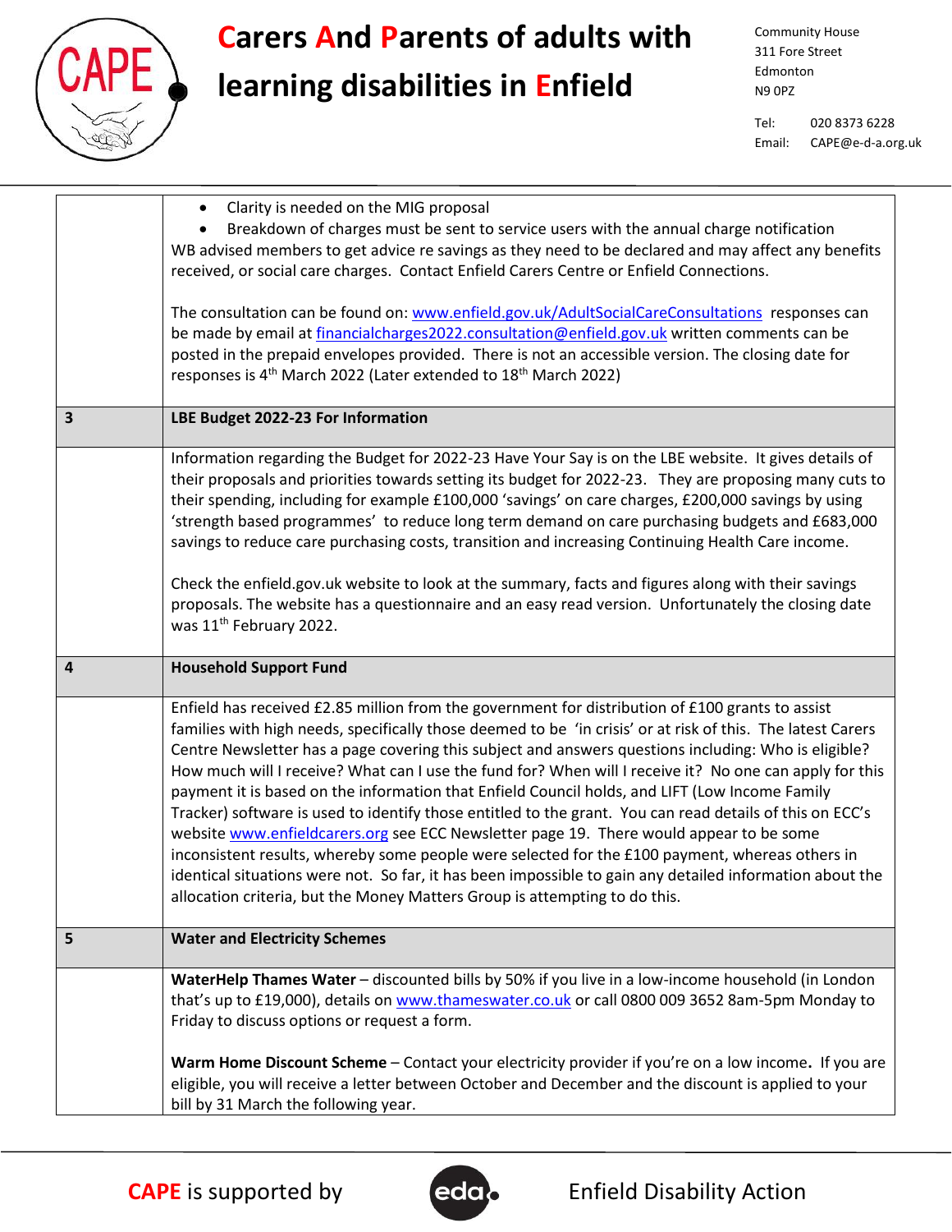| | |
|---|---|
| | • Clarity is needed on the MIG proposal<br>• Breakdown of charges must be sent to service users with the annual charge notification<br>WB advised members to get advice re savings as they need to be declared and may affect any benefits received, or social care charges. Contact Enfield Carers Centre or Enfield Connections.<br><br>The consultation can be found on: www.enfield.gov.uk/AdultSocialCareConsultations responses can be made by email at financialcharges2022.consultation@enfield.gov.uk written comments can be posted in the prepaid envelopes provided. There is not an accessible version. The closing date for responses is 4th March 2022 (Later extended to 18th March 2022) |
| **3** | **LBE Budget 2022-23 For Information** |
| | Information regarding the Budget for 2022-23 Have Your Say is on the LBE website. It gives details of their proposals and priorities towards setting its budget for 2022-23. They are proposing many cuts to their spending, including for example £100,000 'savings' on care charges, £200,000 savings by using 'strength based programmes' to reduce long term demand on care purchasing budgets and £683,000 savings to reduce care purchasing costs, transition and increasing Continuing Health Care income.<br><br>Check the enfield.gov.uk website to look at the summary, facts and figures along with their savings proposals. The website has a questionnaire and an easy read version. Unfortunately the closing date was 11th February 2022. |
| **4** | **Household Support Fund** |
| | Enfield has received £2.85 million from the government for distribution of £100 grants to assist families with high needs, specifically those deemed to be 'in crisis' or at risk of this. The latest Carers Centre Newsletter has a page covering this subject and answers questions including: Who is eligible? How much will I receive? What can I use the fund for? When will I receive it? No one can apply for this payment it is based on the information that Enfield Council holds, and LIFT (Low Income Family Tracker) software is used to identify those entitled to the grant. You can read details of this on ECC's website www.enfieldcarers.org see ECC Newsletter page 19. There would appear to be some inconsistent results, whereby some people were selected for the £100 payment, whereas others in identical situations were not. So far, it has been impossible to gain any detailed information about the allocation criteria, but the Money Matters Group is attempting to do this. |
| **5** | **Water and Electricity Schemes** |
| | **WaterHelp Thames Water** – discounted bills by 50% if you live in a low-income household (in London that's up to £19,000), details on www.thameswater.co.uk or call 0800 009 3652 8am-5pm Monday to Friday to discuss options or request a form.<br><br>**Warm Home Discount Scheme** – Contact your electricity provider if you're on a low income. If you are eligible, you will receive a letter between October and December and the discount is applied to your bill by 31 March the following year. |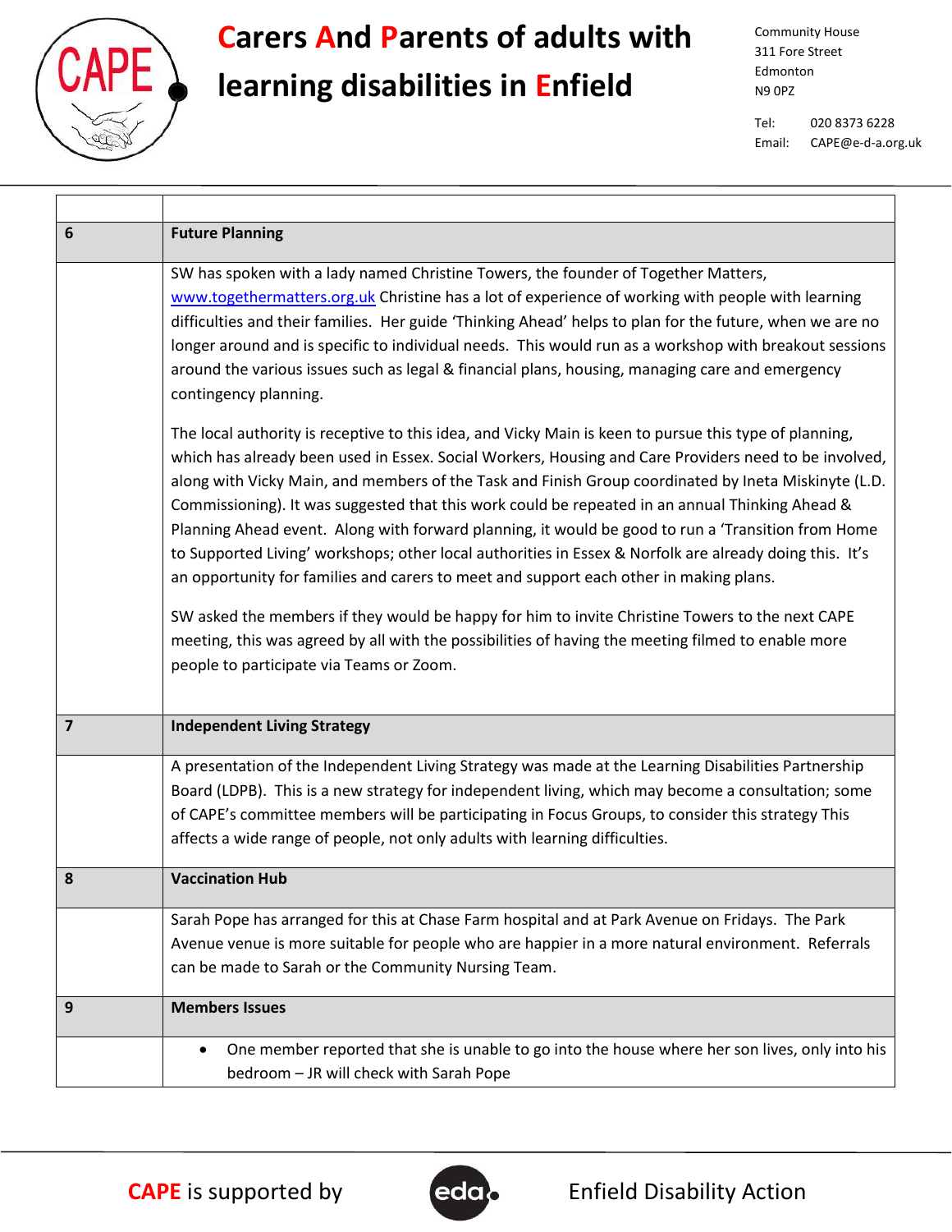| | |
|---|---|
| **6** | **Future Planning** |
| | SW has spoken with a lady named Christine Towers, the founder of Together Matters, www.togethermatters.org.uk Christine has a lot of experience of working with people with learning difficulties and their families. Her guide 'Thinking Ahead' helps to plan for the future, when we are no longer around and is specific to individual needs. This would run as a workshop with breakout sessions around the various issues such as legal & financial plans, housing, managing care and emergency contingency planning.<br><br>The local authority is receptive to this idea, and Vicky Main is keen to pursue this type of planning, which has already been used in Essex. Social Workers, Housing and Care Providers need to be involved, along with Vicky Main, and members of the Task and Finish Group coordinated by Ineta Miskinyte (L.D. Commissioning). It was suggested that this work could be repeated in an annual Thinking Ahead & Planning Ahead event. Along with forward planning, it would be good to run a 'Transition from Home to Supported Living' workshops; other local authorities in Essex & Norfolk are already doing this. It's an opportunity for families and carers to meet and support each other in making plans.<br><br>SW asked the members if they would be happy for him to invite Christine Towers to the next CAPE meeting, this was agreed by all with the possibilities of having the meeting filmed to enable more people to participate via Teams or Zoom. |
| **7** | **Independent Living Strategy** |
| | A presentation of the Independent Living Strategy was made at the Learning Disabilities Partnership Board (LDPB). This is a new strategy for independent living, which may become a consultation; some of CAPE's committee members will be participating in Focus Groups, to consider this strategy This affects a wide range of people, not only adults with learning difficulties. |
| **8** | **Vaccination Hub** |
| | Sarah Pope has arranged for this at Chase Farm hospital and at Park Avenue on Fridays. The Park Avenue venue is more suitable for people who are happier in a more natural environment. Referrals can be made to Sarah or the Community Nursing Team. |
| **9** | **Members Issues** |
| | • One member reported that she is unable to go into the house where her son lives, only into his bedroom – JR will check with Sarah Pope |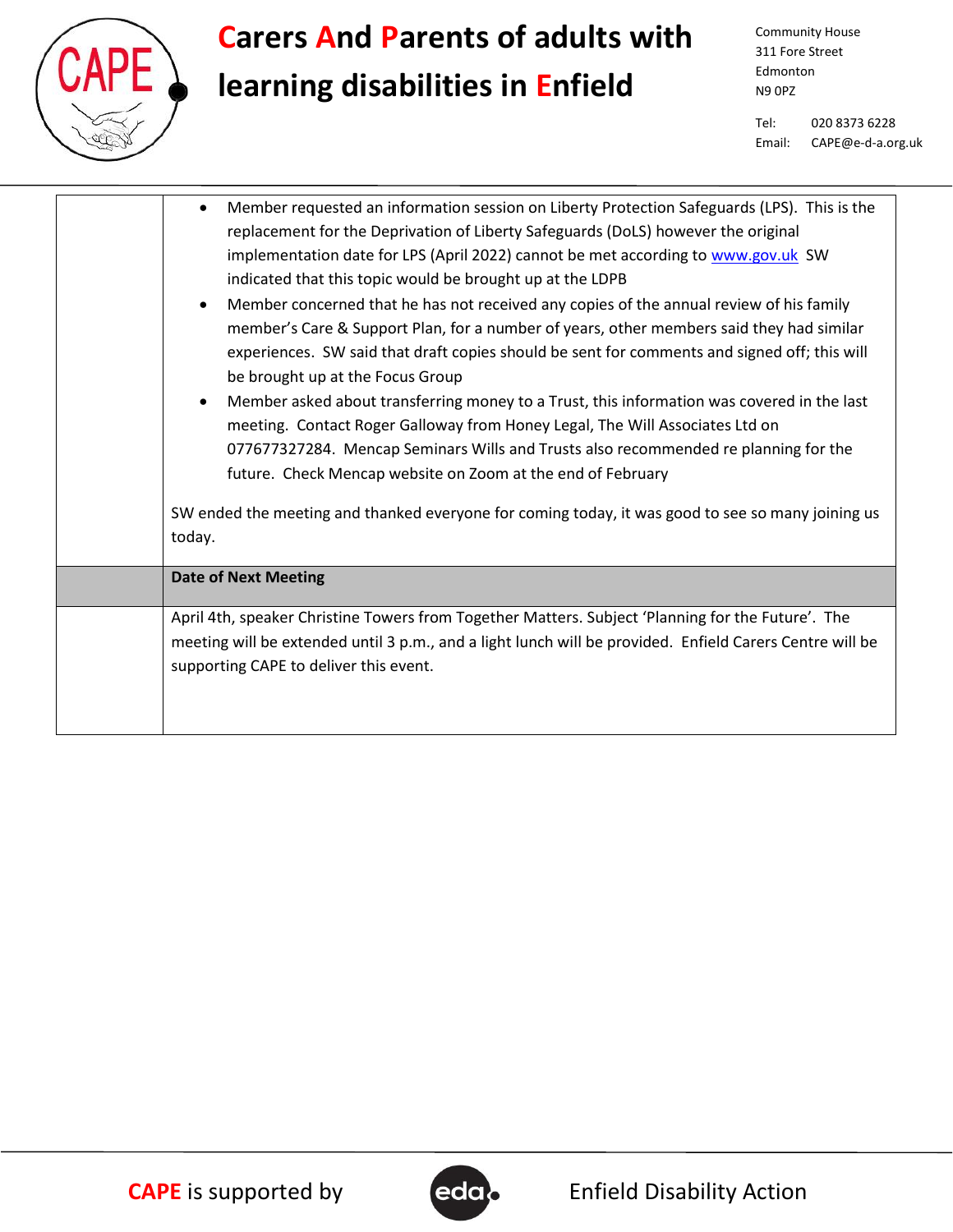| | |
|---|---|
| | • Member requested an information session on Liberty Protection Safeguards (LPS). This is the replacement for the Deprivation of Liberty Safeguards (DoLS) however the original implementation date for LPS (April 2022) cannot be met according to www.gov.uk SW indicated that this topic would be brought up at the LDPB<br>• Member concerned that he has not received any copies of the annual review of his family member's Care & Support Plan, for a number of years, other members said they had similar experiences. SW said that draft copies should be sent for comments and signed off; this will be brought up at the Focus Group<br>• Member asked about transferring money to a Trust, this information was covered in the last meeting. Contact Roger Galloway from Honey Legal, The Will Associates Ltd on 077677327284. Mencap Seminars Wills and Trusts also recommended re planning for the future. Check Mencap website on Zoom at the end of February<br><br>SW ended the meeting and thanked everyone for coming today, it was good to see so many joining us today. |
| | **Date of Next Meeting** |
| | April 4th, speaker Christine Towers from Together Matters. Subject 'Planning for the Future'. The meeting will be extended until 3 p.m., and a light lunch will be provided. Enfield Carers Centre will be supporting CAPE to deliver this event. |